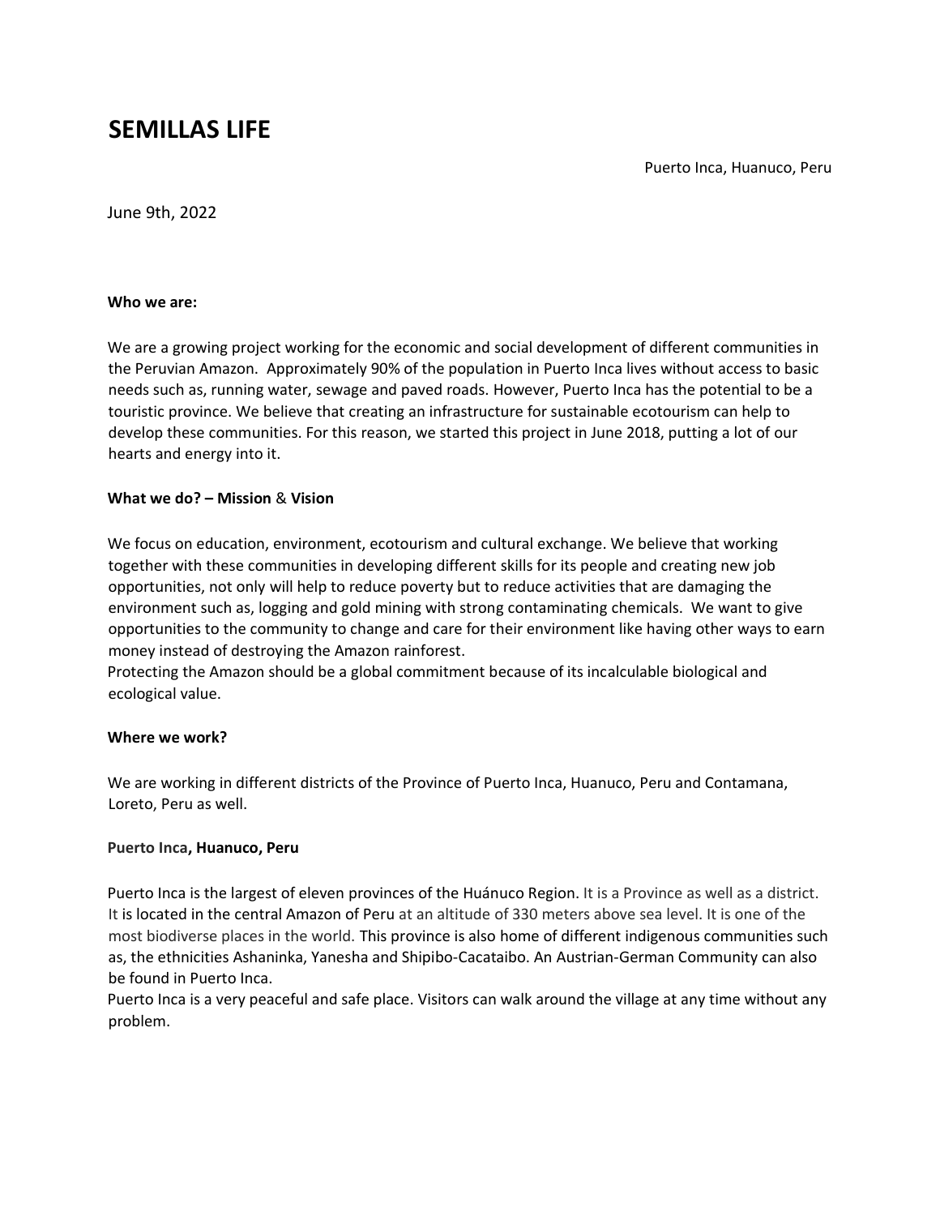# SEMILLAS LIFE

Puerto Inca, Huanuco, Peru

June 9th, 2022

**Who we are:**

We are a growing project working for the economic and social development of different communities in the Peruvian Amazon. Approximately 90% of the population in Puerto Inca lives without access to basic needs such as, running water, sewage and paved roads. However, Puerto Inca has the potential to be a touristic province. We believe that creating an infrastructure for sustainable ecotourism can help to develop these communities. For this reason, we started this project in June 2018, putting a lot of our hearts and energy into it.

**What we do? – Mission & Vision**

We focus on education, environment, ecotourism and cultural exchange. We believe that working together with these communities in developing different skills for its people and creating new job opportunities, not only will help to reduce poverty but to reduce activities that are damaging the environment such as, logging and gold mining with strong contaminating chemicals. We want to give opportunities to the community to change and care for their environment like having other ways to earn money instead of destroying the Amazon rainforest.
Protecting the Amazon should be a global commitment because of its incalculable biological and ecological value.

**Where we work?**

We are working in different districts of the Province of Puerto Inca, Huanuco, Peru and Contamana, Loreto, Peru as well.

**Puerto Inca, Huanuco, Peru**

Puerto Inca is the largest of eleven provinces of the Huánuco Region. It is a Province as well as a district. It is located in the central Amazon of Peru at an altitude of 330 meters above sea level. It is one of the most biodiverse places in the world. This province is also home of different indigenous communities such as, the ethnicities Ashaninka, Yanesha and Shipibo-Cacataibo. An Austrian-German Community can also be found in Puerto Inca.
Puerto Inca is a very peaceful and safe place. Visitors can walk around the village at any time without any problem.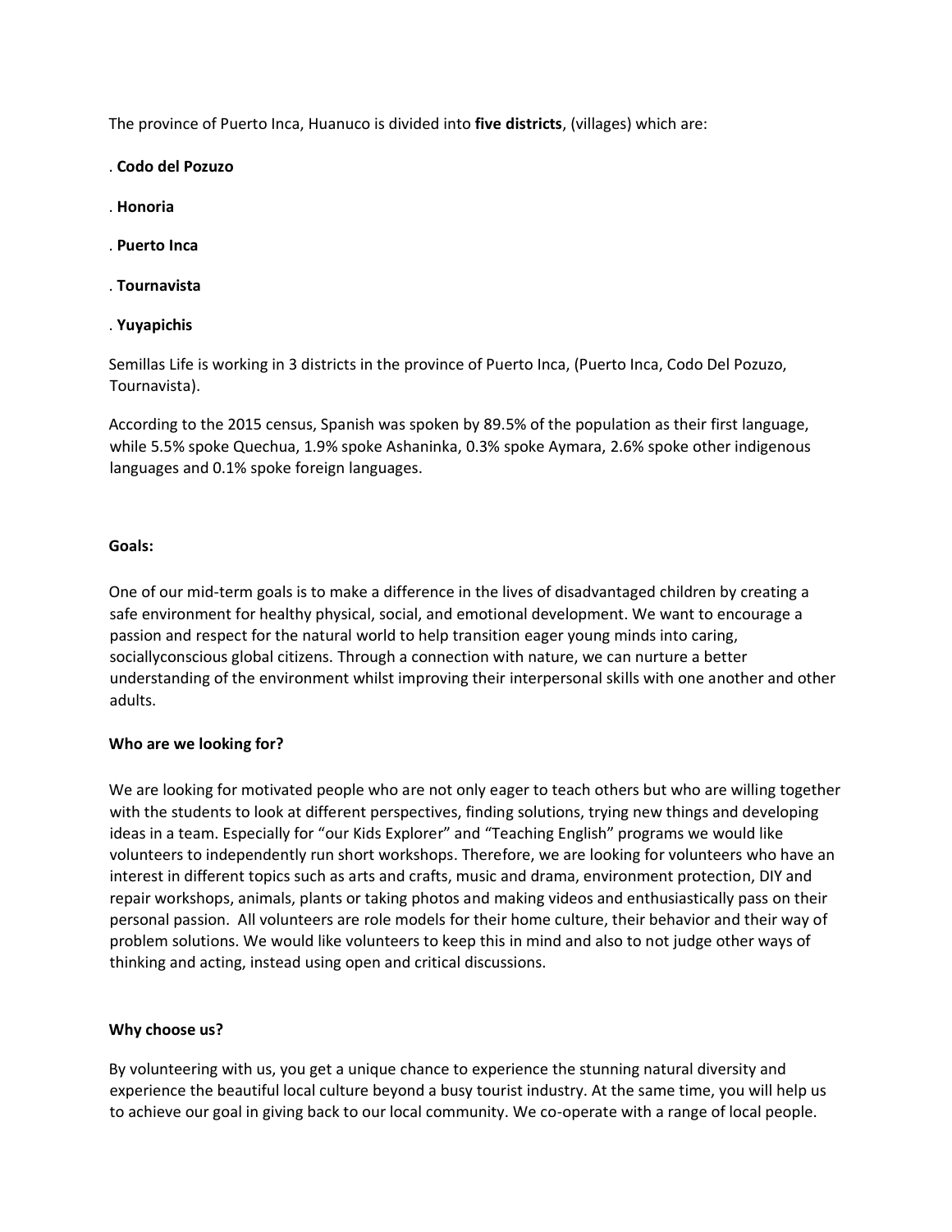The province of Puerto Inca, Huanuco is divided into **five districts**, (villages) which are:

. **Codo del Pozuzo**

. **Honoria**

. **Puerto Inca**

. **Tournavista**

. **Yuyapichis**

Semillas Life is working in 3 districts in the province of Puerto Inca, (Puerto Inca, Codo Del Pozuzo, Tournavista).

According to the 2015 census, Spanish was spoken by 89.5% of the population as their first language, while 5.5% spoke Quechua, 1.9% spoke Ashaninka, 0.3% spoke Aymara, 2.6% spoke other indigenous languages and 0.1% spoke foreign languages.

**Goals:**

One of our mid-term goals is to make a difference in the lives of disadvantaged children by creating a safe environment for healthy physical, social, and emotional development. We want to encourage a passion and respect for the natural world to help transition eager young minds into caring, socialconscious global citizens. Through a connection with nature, we can nurture a better understanding of the environment whilst improving their interpersonal skills with one another and other adults.

**Who are we looking for?**

We are looking for motivated people who are not only eager to teach others but who are willing together with the students to look at different perspectives, finding solutions, trying new things and developing ideas in a team. Especially for "our Kids Explorer" and "Teaching English" programs we would like volunteers to independently run short workshops. Therefore, we are looking for volunteers who have an interest in different topics such as arts and crafts, music and drama, environment protection, DIY and repair workshops, animals, plants or taking photos and making videos and enthusiastically pass on their personal passion. All volunteers are role models for their home culture, their behavior and their way of problem solutions. We would like volunteers to keep this in mind and also to not judge other ways of thinking and acting, instead using open and critical discussions.

**Why choose us?**

By volunteering with us, you get a unique chance to experience the stunning natural diversity and experience the beautiful local culture beyond a busy tourist industry. At the same time, you will help us to achieve our goal in giving back to our local community. We co-operate with a range of local people.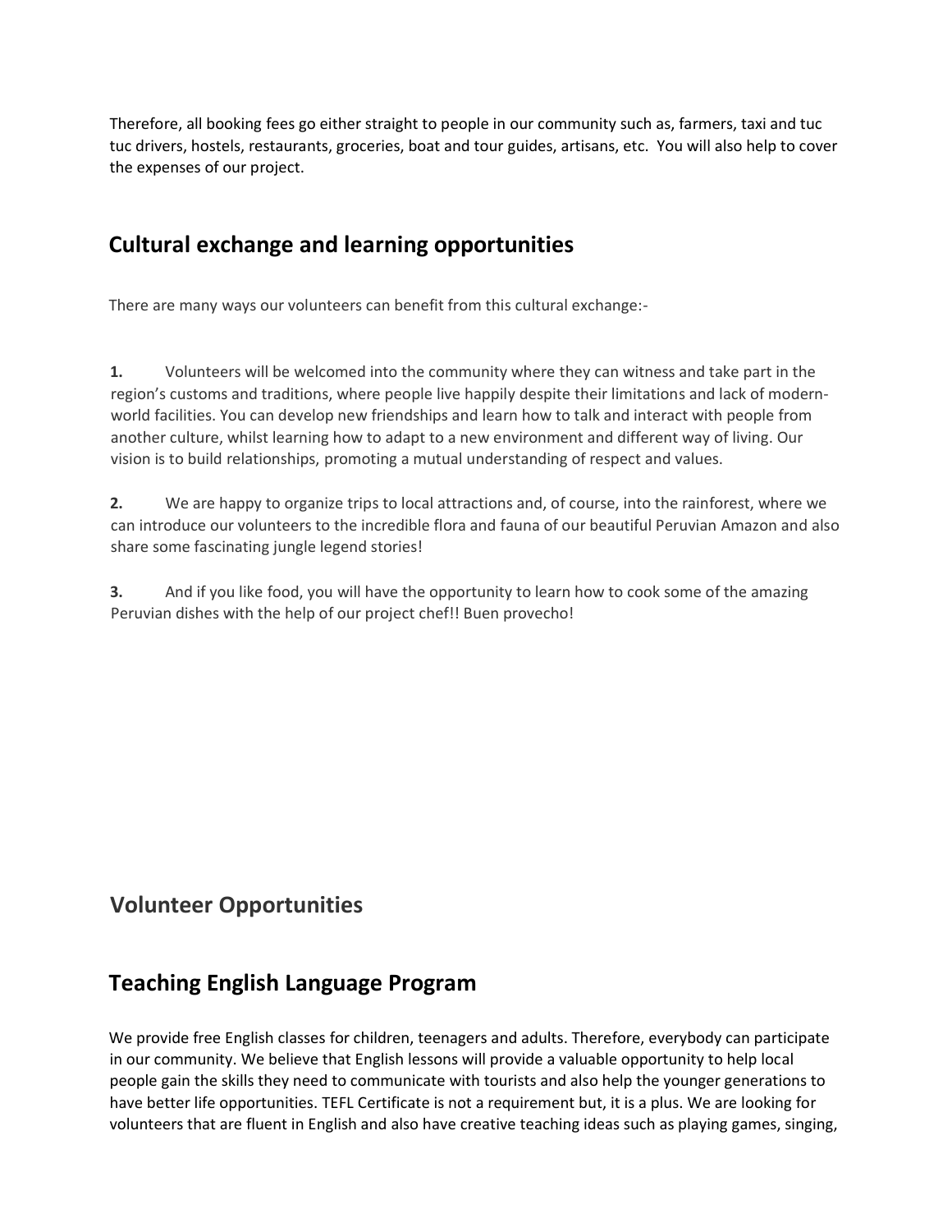Therefore, all booking fees go either straight to people in our community such as, farmers, taxi and tuc tuc drivers, hostels, restaurants, groceries, boat and tour guides, artisans, etc. You will also help to cover the expenses of our project.

## Cultural exchange and learning opportunities

There are many ways our volunteers can benefit from this cultural exchange:-

**1.** Volunteers will be welcomed into the community where they can witness and take part in the region's customs and traditions, where people live happily despite their limitations and lack of modern-world facilities. You can develop new friendships and learn how to talk and interact with people from another culture, whilst learning how to adapt to a new environment and different way of living. Our vision is to build relationships, promoting a mutual understanding of respect and values.

**2.** We are happy to organize trips to local attractions and, of course, into the rainforest, where we can introduce our volunteers to the incredible flora and fauna of our beautiful Peruvian Amazon and also share some fascinating jungle legend stories!

**3.** And if you like food, you will have the opportunity to learn how to cook some of the amazing Peruvian dishes with the help of our project chef!! Buen provecho!

## Volunteer Opportunities

## Teaching English Language Program

We provide free English classes for children, teenagers and adults. Therefore, everybody can participate in our community. We believe that English lessons will provide a valuable opportunity to help local people gain the skills they need to communicate with tourists and also help the younger generations to have better life opportunities. TEFL Certificate is not a requirement but, it is a plus. We are looking for volunteers that are fluent in English and also have creative teaching ideas such as playing games, singing,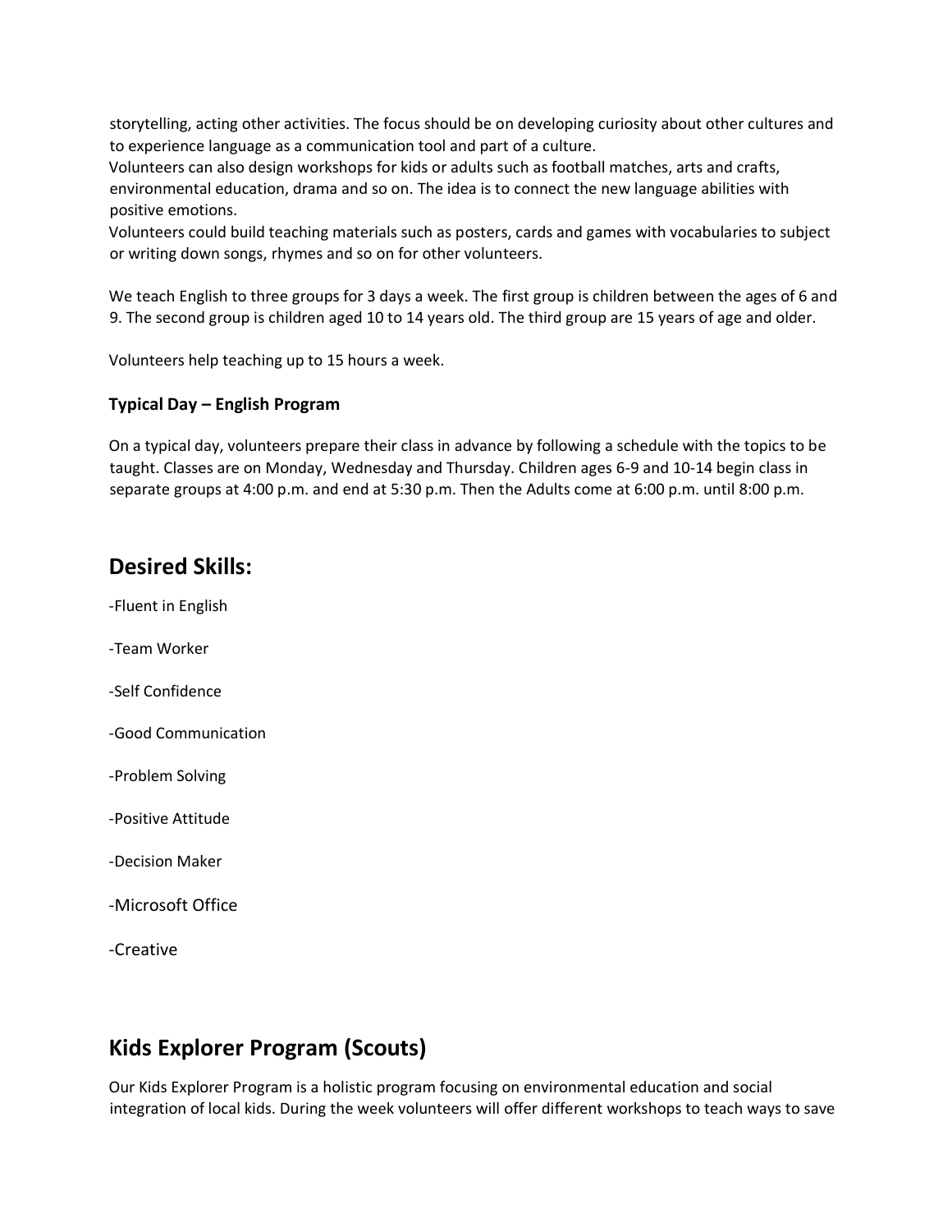storytelling, acting other activities. The focus should be on developing curiosity about other cultures and to experience language as a communication tool and part of a culture.
Volunteers can also design workshops for kids or adults such as football matches, arts and crafts, environmental education, drama and so on. The idea is to connect the new language abilities with positive emotions.
Volunteers could build teaching materials such as posters, cards and games with vocabularies to subject or writing down songs, rhymes and so on for other volunteers.

We teach English to three groups for 3 days a week. The first group is children between the ages of 6 and 9. The second group is children aged 10 to 14 years old. The third group are 15 years of age and older.

Volunteers help teaching up to 15 hours a week.

**Typical Day – English Program**

On a typical day, volunteers prepare their class in advance by following a schedule with the topics to be taught. Classes are on Monday, Wednesday and Thursday. Children ages 6-9 and 10-14 begin class in separate groups at 4:00 p.m. and end at 5:30 p.m. Then the Adults come at 6:00 p.m. until 8:00 p.m.

## Desired Skills:

-Fluent in English

-Team Worker

-Self Confidence

-Good Communication

-Problem Solving

-Positive Attitude

-Decision Maker

-Microsoft Office

-Creative

## Kids Explorer Program (Scouts)

Our Kids Explorer Program is a holistic program focusing on environmental education and social integration of local kids. During the week volunteers will offer different workshops to teach ways to save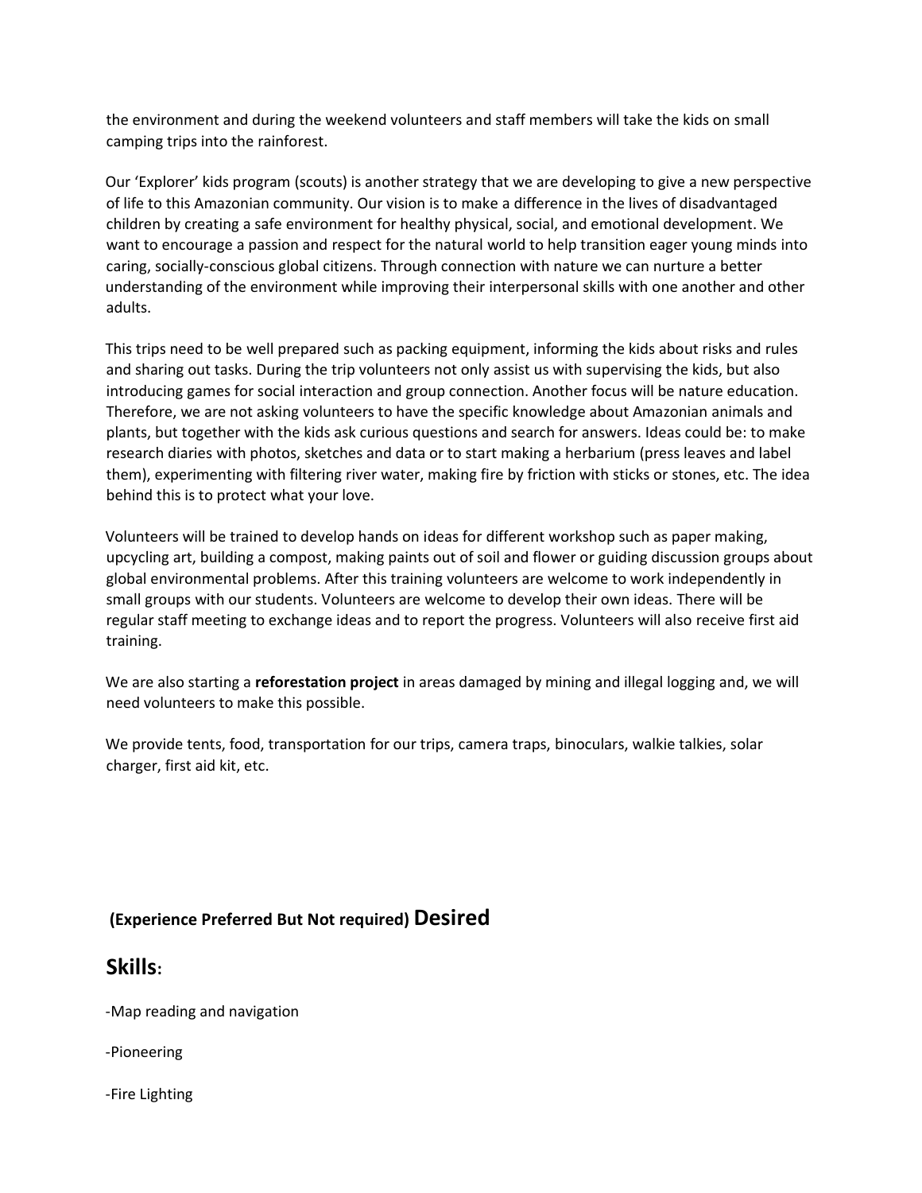the environment and during the weekend volunteers and staff members will take the kids on small camping trips into the rainforest.

Our 'Explorer' kids program (scouts) is another strategy that we are developing to give a new perspective of life to this Amazonian community. Our vision is to make a difference in the lives of disadvantaged children by creating a safe environment for healthy physical, social, and emotional development. We want to encourage a passion and respect for the natural world to help transition eager young minds into caring, socially-conscious global citizens. Through connection with nature we can nurture a better understanding of the environment while improving their interpersonal skills with one another and other adults.

This trips need to be well prepared such as packing equipment, informing the kids about risks and rules and sharing out tasks. During the trip volunteers not only assist us with supervising the kids, but also introducing games for social interaction and group connection. Another focus will be nature education. Therefore, we are not asking volunteers to have the specific knowledge about Amazonian animals and plants, but together with the kids ask curious questions and search for answers. Ideas could be: to make research diaries with photos, sketches and data or to start making a herbarium (press leaves and label them), experimenting with filtering river water, making fire by friction with sticks or stones, etc. The idea behind this is to protect what your love.

Volunteers will be trained to develop hands on ideas for different workshop such as paper making, upcycling art, building a compost, making paints out of soil and flower or guiding discussion groups about global environmental problems. After this training volunteers are welcome to work independently in small groups with our students. Volunteers are welcome to develop their own ideas. There will be regular staff meeting to exchange ideas and to report the progress. Volunteers will also receive first aid training.

We are also starting a **reforestation project** in areas damaged by mining and illegal logging and, we will need volunteers to make this possible.

We provide tents, food, transportation for our trips, camera traps, binoculars, walkie talkies, solar charger, first aid kit, etc.

## (Experience Preferred But Not required) Desired

## Skills:

-Map reading and navigation

-Pioneering

-Fire Lighting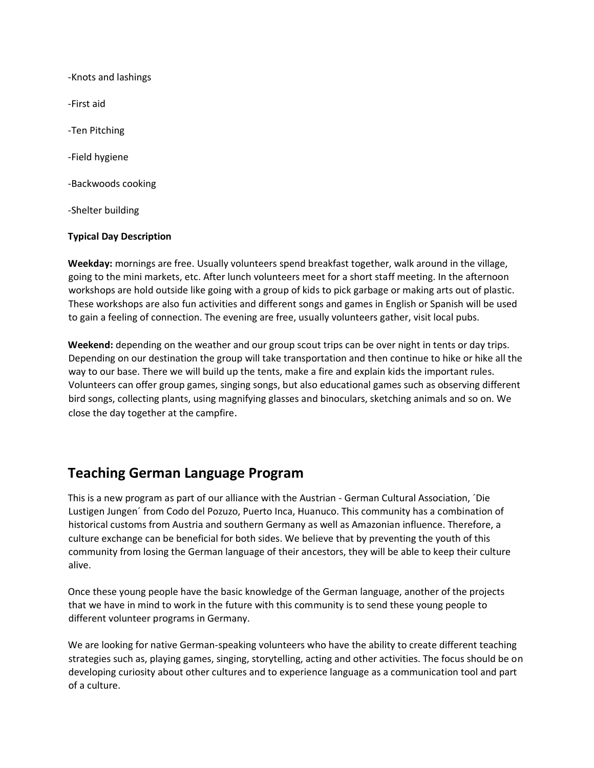-Knots and lashings

-First aid

-Ten Pitching

-Field hygiene

-Backwoods cooking

-Shelter building

**Typical Day Description**

**Weekday:** mornings are free. Usually volunteers spend breakfast together, walk around in the village, going to the mini markets, etc. After lunch volunteers meet for a short staff meeting. In the afternoon workshops are hold outside like going with a group of kids to pick garbage or making arts out of plastic. These workshops are also fun activities and different songs and games in English or Spanish will be used to gain a feeling of connection. The evening are free, usually volunteers gather, visit local pubs.

**Weekend:** depending on the weather and our group scout trips can be over night in tents or day trips. Depending on our destination the group will take transportation and then continue to hike or hike all the way to our base. There we will build up the tents, make a fire and explain kids the important rules. Volunteers can offer group games, singing songs, but also educational games such as observing different bird songs, collecting plants, using magnifying glasses and binoculars, sketching animals and so on. We close the day together at the campfire.

## Teaching German Language Program

This is a new program as part of our alliance with the Austrian - German Cultural Association, ´Die Lustigen Jungen´ from Codo del Pozuzo, Puerto Inca, Huanuco. This community has a combination of historical customs from Austria and southern Germany as well as Amazonian influence. Therefore, a culture exchange can be beneficial for both sides. We believe that by preventing the youth of this community from losing the German language of their ancestors, they will be able to keep their culture alive.

Once these young people have the basic knowledge of the German language, another of the projects that we have in mind to work in the future with this community is to send these young people to different volunteer programs in Germany.

We are looking for native German-speaking volunteers who have the ability to create different teaching strategies such as, playing games, singing, storytelling, acting and other activities. The focus should be on developing curiosity about other cultures and to experience language as a communication tool and part of a culture.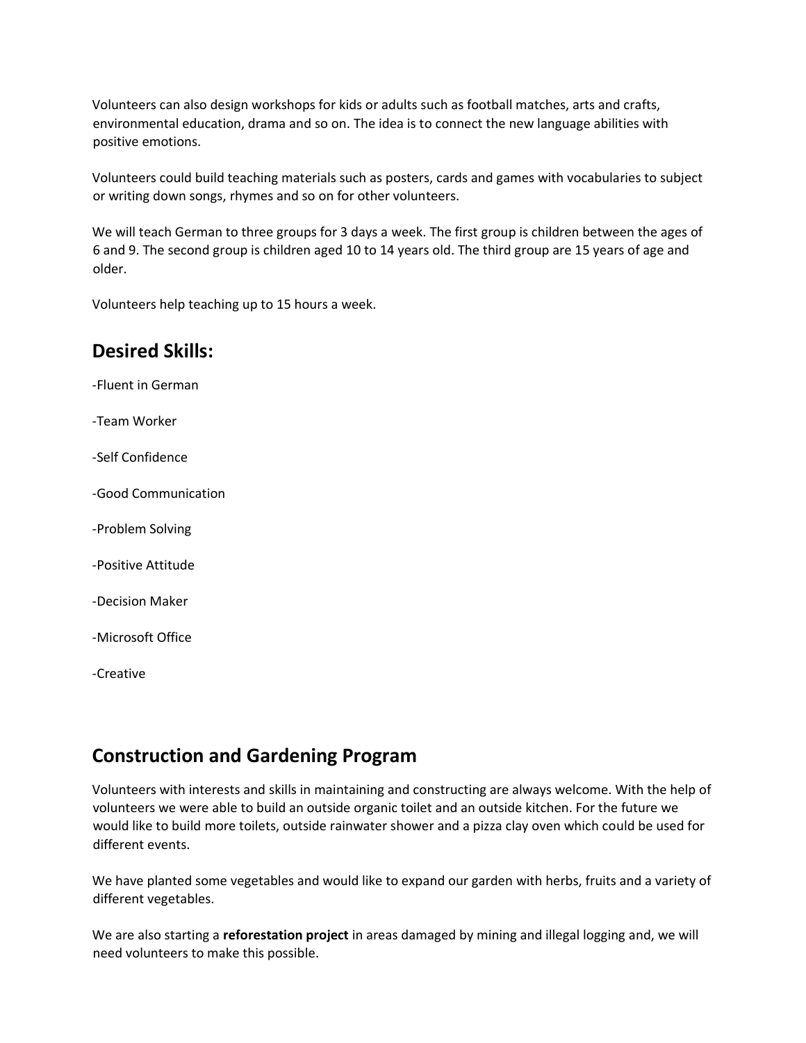Volunteers can also design workshops for kids or adults such as football matches, arts and crafts, environmental education, drama and so on. The idea is to connect the new language abilities with positive emotions.

Volunteers could build teaching materials such as posters, cards and games with vocabularies to subject or writing down songs, rhymes and so on for other volunteers.

We will teach German to three groups for 3 days a week. The first group is children between the ages of 6 and 9. The second group is children aged 10 to 14 years old. The third group are 15 years of age and older.

Volunteers help teaching up to 15 hours a week.

## Desired Skills:

-Fluent in German

-Team Worker

-Self Confidence

-Good Communication

-Problem Solving

-Positive Attitude

-Decision Maker

-Microsoft Office

-Creative

## Construction and Gardening Program

Volunteers with interests and skills in maintaining and constructing are always welcome. With the help of volunteers we were able to build an outside organic toilet and an outside kitchen. For the future we would like to build more toilets, outside rainwater shower and a pizza clay oven which could be used for different events.

We have planted some vegetables and would like to expand our garden with herbs, fruits and a variety of different vegetables.

We are also starting a **reforestation project** in areas damaged by mining and illegal logging and, we will need volunteers to make this possible.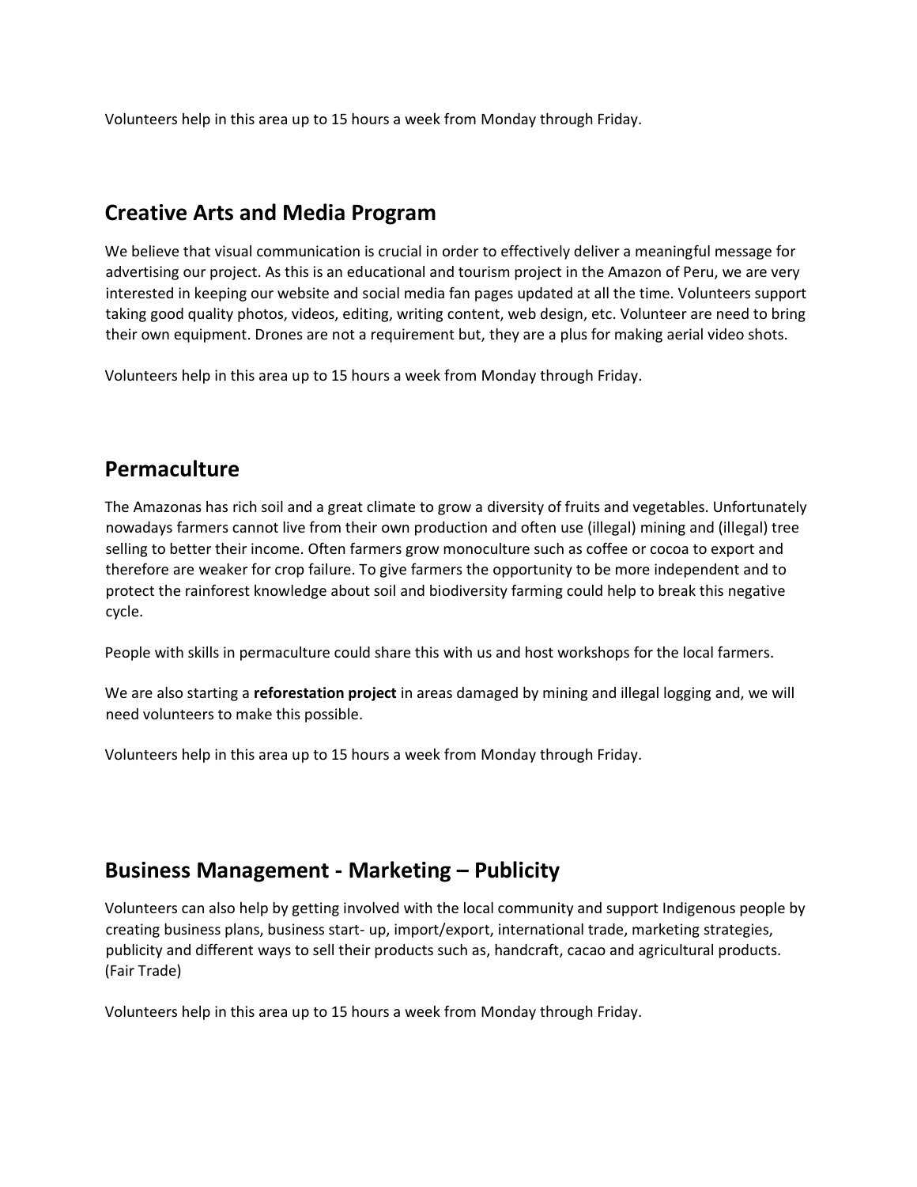Volunteers help in this area up to 15 hours a week from Monday through Friday.

## Creative Arts and Media Program

We believe that visual communication is crucial in order to effectively deliver a meaningful message for advertising our project. As this is an educational and tourism project in the Amazon of Peru, we are very interested in keeping our website and social media fan pages updated at all the time. Volunteers support taking good quality photos, videos, editing, writing content, web design, etc. Volunteer are need to bring their own equipment. Drones are not a requirement but, they are a plus for making aerial video shots.

Volunteers help in this area up to 15 hours a week from Monday through Friday.

## Permaculture

The Amazonas has rich soil and a great climate to grow a diversity of fruits and vegetables. Unfortunately nowadays farmers cannot live from their own production and often use (illegal) mining and (illegal) tree selling to better their income. Often farmers grow monoculture such as coffee or cocoa to export and therefore are weaker for crop failure. To give farmers the opportunity to be more independent and to protect the rainforest knowledge about soil and biodiversity farming could help to break this negative cycle.

People with skills in permaculture could share this with us and host workshops for the local farmers.

We are also starting a **reforestation project** in areas damaged by mining and illegal logging and, we will need volunteers to make this possible.

Volunteers help in this area up to 15 hours a week from Monday through Friday.

## Business Management - Marketing – Publicity

Volunteers can also help by getting involved with the local community and support Indigenous people by creating business plans, business start- up, import/export, international trade, marketing strategies, publicity and different ways to sell their products such as, handcraft, cacao and agricultural products. (Fair Trade)

Volunteers help in this area up to 15 hours a week from Monday through Friday.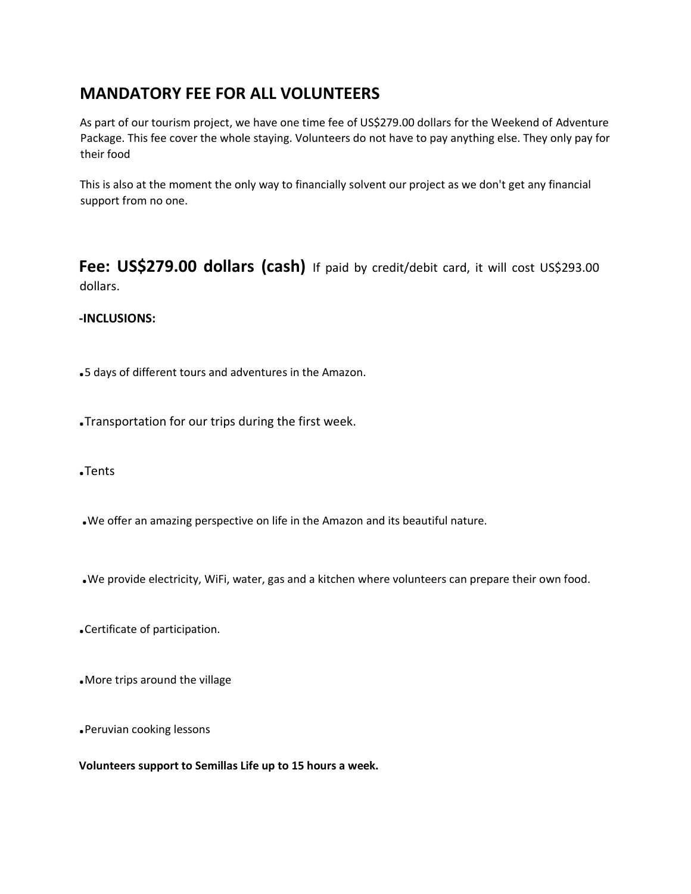## MANDATORY FEE FOR ALL VOLUNTEERS

As part of our tourism project, we have one time fee of US$279.00 dollars for the Weekend of Adventure Package. This fee cover the whole staying. Volunteers do not have to pay anything else. They only pay for their food

This is also at the moment the only way to financially solvent our project as we don't get any financial support from no one.

**Fee: US$279.00 dollars (cash)** If paid by credit/debit card, it will cost US$293.00 dollars.

**-INCLUSIONS:**

- 5 days of different tours and adventures in the Amazon.
- Transportation for our trips during the first week.
- Tents
- We offer an amazing perspective on life in the Amazon and its beautiful nature.
- We provide electricity, WiFi, water, gas and a kitchen where volunteers can prepare their own food.
- Certificate of participation.
- More trips around the village
- Peruvian cooking lessons

**Volunteers support to Semillas Life up to 15 hours a week.**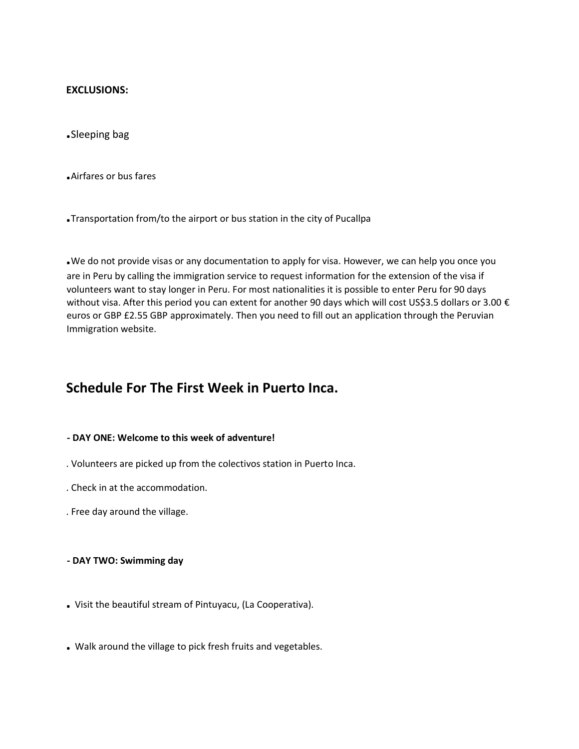**EXCLUSIONS:**

- Sleeping bag
- Airfares or bus fares
- Transportation from/to the airport or bus station in the city of Pucallpa
- We do not provide visas or any documentation to apply for visa. However, we can help you once you are in Peru by calling the immigration service to request information for the extension of the visa if volunteers want to stay longer in Peru. For most nationalities it is possible to enter Peru for 90 days without visa. After this period you can extent for another 90 days which will cost US$3.5 dollars or 3.00 € euros or GBP £2.55 GBP approximately. Then you need to fill out an application through the Peruvian Immigration website.

## Schedule For The First Week in Puerto Inca.

**- DAY ONE: Welcome to this week of adventure!**

. Volunteers are picked up from the colectivos station in Puerto Inca.

. Check in at the accommodation.

. Free day around the village.

**- DAY TWO: Swimming day**

- Visit the beautiful stream of Pintuyacu, (La Cooperativa).
- Walk around the village to pick fresh fruits and vegetables.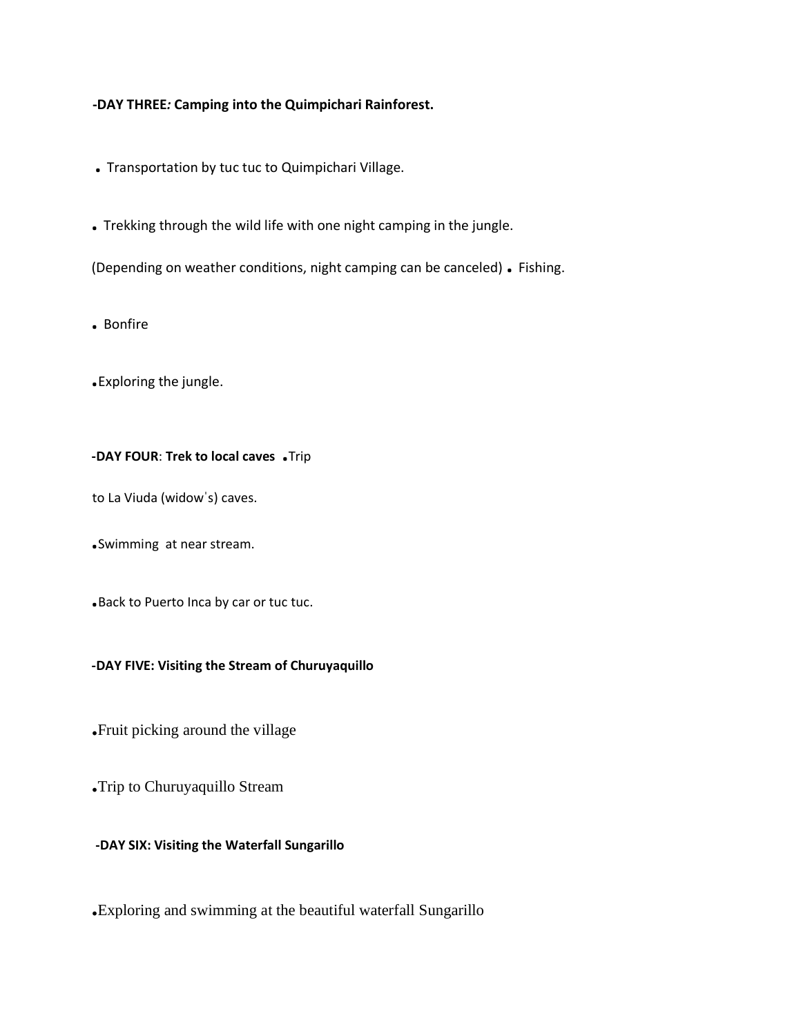**-DAY THREE*:* Camping into the Quimpichari Rainforest.**

- Transportation by tuc tuc to Quimpichari Village.
- Trekking through the wild life with one night camping in the jungle.

(Depending on weather conditions, night camping can be canceled)

- Fishing.
- Bonfire
- Exploring the jungle.

**-DAY FOUR**: **Trek to local caves**

- Trip to La Viuda (widowˈs) caves.
- Swimming at near stream.
- Back to Puerto Inca by car or tuc tuc.

**-DAY FIVE: Visiting the Stream of Churuyaquillo**

- Fruit picking around the village
- Trip to Churuyaquillo Stream

**-DAY SIX: Visiting the Waterfall Sungarillo**

- Exploring and swimming at the beautiful waterfall Sungarillo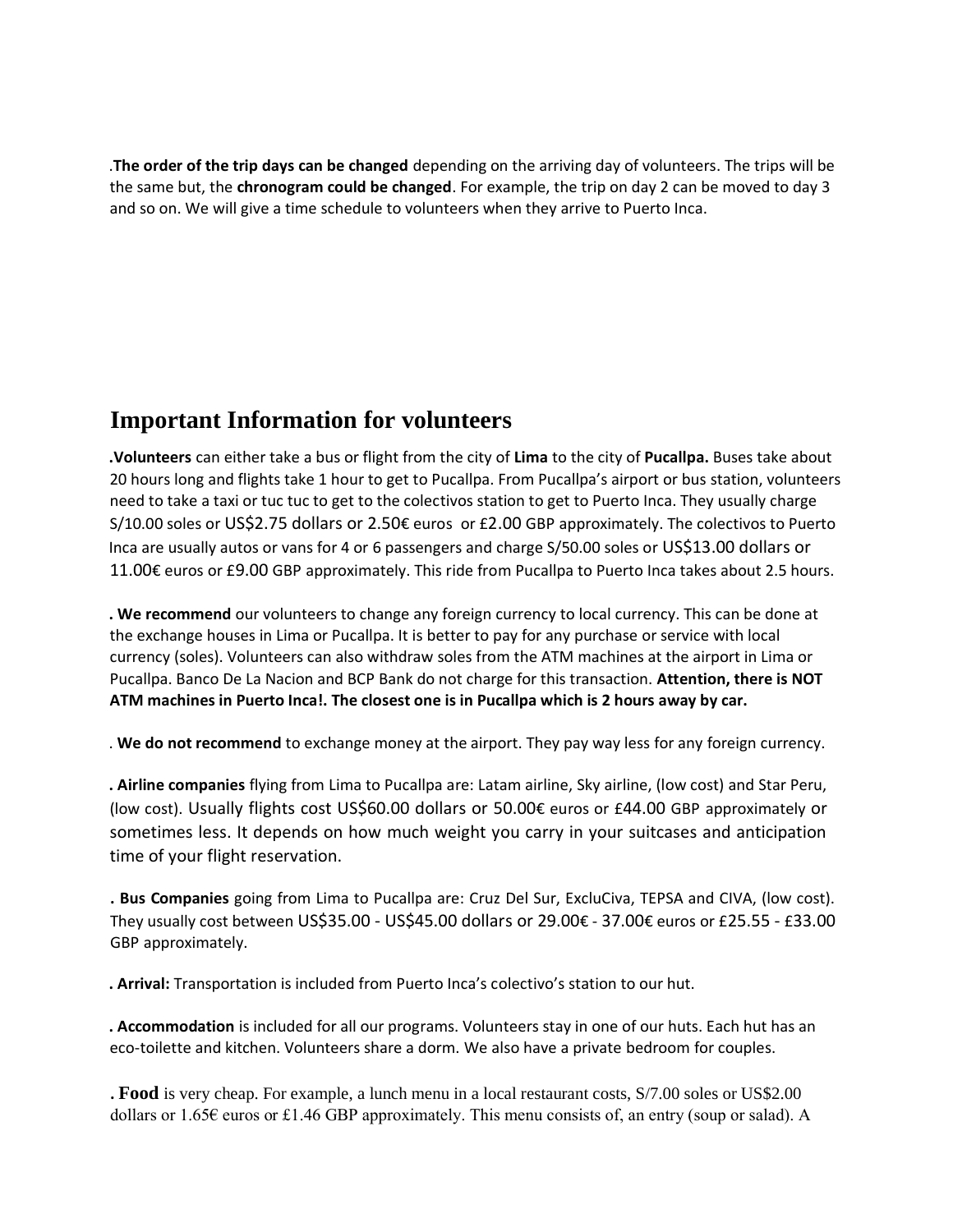.**The order of the trip days can be changed** depending on the arriving day of volunteers. The trips will be the same but, the **chronogram could be changed**. For example, the trip on day 2 can be moved to day 3 and so on. We will give a time schedule to volunteers when they arrive to Puerto Inca.

# Important Information for volunteers

**.Volunteers** can either take a bus or flight from the city of **Lima** to the city of **Pucallpa.** Buses take about 20 hours long and flights take 1 hour to get to Pucallpa. From Pucallpa's airport or bus station, volunteers need to take a taxi or tuc tuc to get to the colectivos station to get to Puerto Inca. They usually charge S/10.00 soles or US$2.75 dollars or 2.50€ euros or £2.00 GBP approximately. The colectivos to Puerto Inca are usually autos or vans for 4 or 6 passengers and charge S/50.00 soles or US$13.00 dollars or 11.00€ euros or £9.00 GBP approximately. This ride from Pucallpa to Puerto Inca takes about 2.5 hours.

**. We recommend** our volunteers to change any foreign currency to local currency. This can be done at the exchange houses in Lima or Pucallpa. It is better to pay for any purchase or service with local currency (soles). Volunteers can also withdraw soles from the ATM machines at the airport in Lima or Pucallpa. Banco De La Nacion and BCP Bank do not charge for this transaction. **Attention, there is NOT ATM machines in Puerto Inca!. The closest one is in Pucallpa which is 2 hours away by car.**

. **We do not recommend** to exchange money at the airport. They pay way less for any foreign currency.

**. Airline companies** flying from Lima to Pucallpa are: Latam airline, Sky airline, (low cost) and Star Peru, (low cost). Usually flights cost US$60.00 dollars or 50.00€ euros or £44.00 GBP approximately or sometimes less. It depends on how much weight you carry in your suitcases and anticipation time of your flight reservation.

**. Bus Companies** going from Lima to Pucallpa are: Cruz Del Sur, ExcluCiva, TEPSA and CIVA, (low cost). They usually cost between US$35.00 - US$45.00 dollars or 29.00€ - 37.00€ euros or £25.55 - £33.00 GBP approximately.

**. Arrival:** Transportation is included from Puerto Inca's colectivo's station to our hut.

**. Accommodation** is included for all our programs. Volunteers stay in one of our huts. Each hut has an eco-toilette and kitchen. Volunteers share a dorm. We also have a private bedroom for couples.

**. Food** is very cheap. For example, a lunch menu in a local restaurant costs, S/7.00 soles or US$2.00 dollars or 1.65€ euros or £1.46 GBP approximately. This menu consists of, an entry (soup or salad). A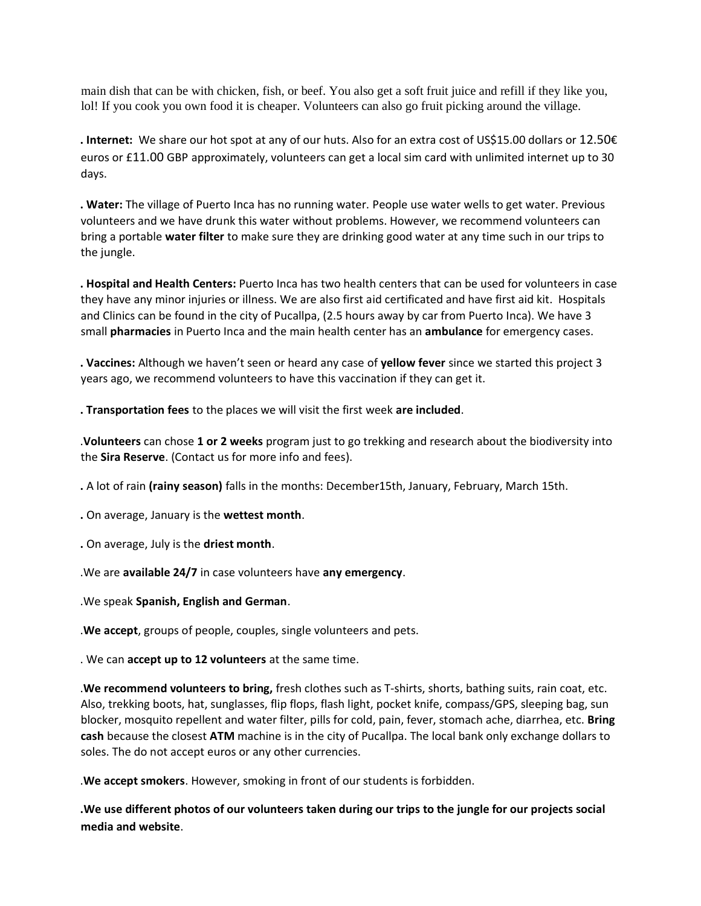main dish that can be with chicken, fish, or beef. You also get a soft fruit juice and refill if they like you, lol! If you cook you own food it is cheaper. Volunteers can also go fruit picking around the village.

**. Internet:** We share our hot spot at any of our huts. Also for an extra cost of US$15.00 dollars or 12.50€ euros or £11.00 GBP approximately, volunteers can get a local sim card with unlimited internet up to 30 days.

**. Water:** The village of Puerto Inca has no running water. People use water wells to get water. Previous volunteers and we have drunk this water without problems. However, we recommend volunteers can bring a portable **water filter** to make sure they are drinking good water at any time such in our trips to the jungle.

**. Hospital and Health Centers:** Puerto Inca has two health centers that can be used for volunteers in case they have any minor injuries or illness. We are also first aid certificated and have first aid kit. Hospitals and Clinics can be found in the city of Pucallpa, (2.5 hours away by car from Puerto Inca). We have 3 small **pharmacies** in Puerto Inca and the main health center has an **ambulance** for emergency cases.

**. Vaccines:** Although we haven't seen or heard any case of **yellow fever** since we started this project 3 years ago, we recommend volunteers to have this vaccination if they can get it.

**. Transportation fees** to the places we will visit the first week **are included**.

.**Volunteers** can chose **1 or 2 weeks** program just to go trekking and research about the biodiversity into the **Sira Reserve**. (Contact us for more info and fees).

**.** A lot of rain **(rainy season)** falls in the months: December15th, January, February, March 15th.

**.** On average, January is the **wettest month**.

**.** On average, July is the **driest month**.

.We are **available 24/7** in case volunteers have **any emergency**.

.We speak **Spanish, English and German**.

.**We accept**, groups of people, couples, single volunteers and pets.

. We can **accept up to 12 volunteers** at the same time.

.**We recommend volunteers to bring,** fresh clothes such as T-shirts, shorts, bathing suits, rain coat, etc. Also, trekking boots, hat, sunglasses, flip flops, flash light, pocket knife, compass/GPS, sleeping bag, sun blocker, mosquito repellent and water filter, pills for cold, pain, fever, stomach ache, diarrhea, etc. **Bring cash** because the closest **ATM** machine is in the city of Pucallpa. The local bank only exchange dollars to soles. The do not accept euros or any other currencies.

.**We accept smokers**. However, smoking in front of our students is forbidden.

**.We use different photos of our volunteers taken during our trips to the jungle for our projects social media and website**.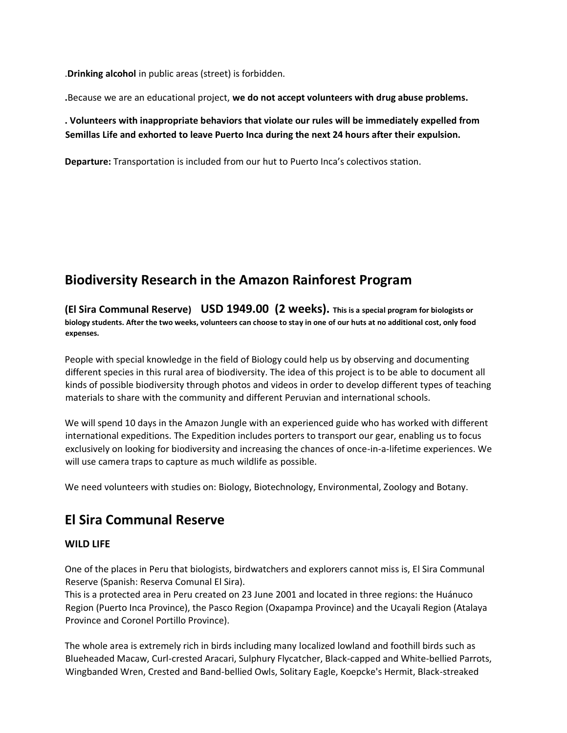.**Drinking alcohol** in public areas (street) is forbidden.

**.**Because we are an educational project, **we do not accept volunteers with drug abuse problems.**

**. Volunteers with inappropriate behaviors that violate our rules will be immediately expelled from Semillas Life and exhorted to leave Puerto Inca during the next 24 hours after their expulsion.**

**Departure:** Transportation is included from our hut to Puerto Inca's colectivos station.

## Biodiversity Research in the Amazon Rainforest Program

**(El Sira Communal Reserve) USD 1949.00 (2 weeks). This is a special program for biologists or biology students. After the two weeks, volunteers can choose to stay in one of our huts at no additional cost, only food expenses.**

People with special knowledge in the field of Biology could help us by observing and documenting different species in this rural area of biodiversity. The idea of this project is to be able to document all kinds of possible biodiversity through photos and videos in order to develop different types of teaching materials to share with the community and different Peruvian and international schools.

We will spend 10 days in the Amazon Jungle with an experienced guide who has worked with different international expeditions. The Expedition includes porters to transport our gear, enabling us to focus exclusively on looking for biodiversity and increasing the chances of once-in-a-lifetime experiences. We will use camera traps to capture as much wildlife as possible.

We need volunteers with studies on: Biology, Biotechnology, Environmental, Zoology and Botany.

## El Sira Communal Reserve

**WILD LIFE**

One of the places in Peru that biologists, birdwatchers and explorers cannot miss is, El Sira Communal Reserve (Spanish: Reserva Comunal El Sira).
This is a protected area in Peru created on 23 June 2001 and located in three regions: the Huánuco Region (Puerto Inca Province), the Pasco Region (Oxapampa Province) and the Ucayali Region (Atalaya Province and Coronel Portillo Province).

The whole area is extremely rich in birds including many localized lowland and foothill birds such as Blueheaded Macaw, Curl-crested Aracari, Sulphury Flycatcher, Black-capped and White-bellied Parrots, Wingbanded Wren, Crested and Band-bellied Owls, Solitary Eagle, Koepcke's Hermit, Black-streaked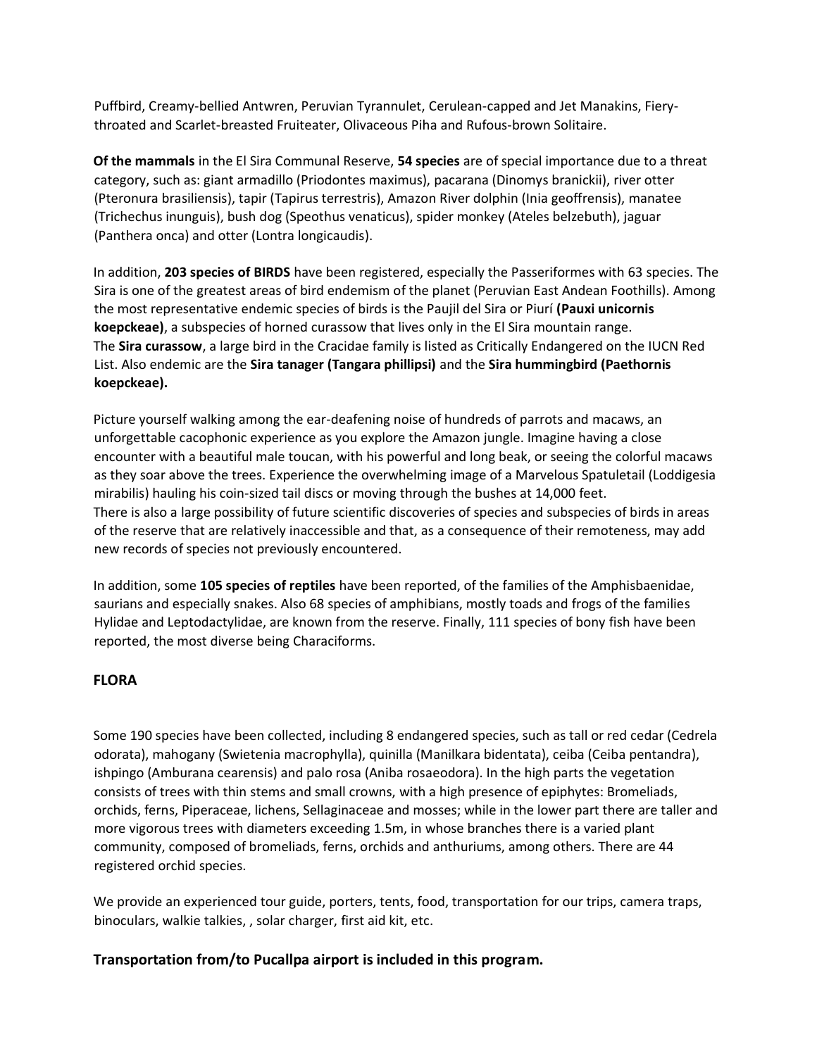Puffbird, Creamy-bellied Antwren, Peruvian Tyrannulet, Cerulean-capped and Jet Manakins, Fiery-throated and Scarlet-breasted Fruiteater, Olivaceous Piha and Rufous-brown Solitaire.

**Of the mammals** in the El Sira Communal Reserve, **54 species** are of special importance due to a threat category, such as: giant armadillo (Priodontes maximus), pacarana (Dinomys branickii), river otter (Pteronura brasiliensis), tapir (Tapirus terrestris), Amazon River dolphin (Inia geoffrensis), manatee (Trichechus inunguis), bush dog (Speothus venaticus), spider monkey (Ateles belzebuth), jaguar (Panthera onca) and otter (Lontra longicaudis).

In addition, **203 species of BIRDS** have been registered, especially the Passeriformes with 63 species. The Sira is one of the greatest areas of bird endemism of the planet (Peruvian East Andean Foothills). Among the most representative endemic species of birds is the Paujil del Sira or Piurí **(Pauxi unicornis koepckeae)**, a subspecies of horned curassow that lives only in the El Sira mountain range.
The **Sira curassow**, a large bird in the Cracidae family is listed as Critically Endangered on the IUCN Red List. Also endemic are the **Sira tanager (Tangara phillipsi)** and the **Sira hummingbird (Paethornis koepckeae).**

Picture yourself walking among the ear-deafening noise of hundreds of parrots and macaws, an unforgettable cacophonic experience as you explore the Amazon jungle. Imagine having a close encounter with a beautiful male toucan, with his powerful and long beak, or seeing the colorful macaws as they soar above the trees. Experience the overwhelming image of a Marvelous Spatuletail (Loddigesia mirabilis) hauling his coin-sized tail discs or moving through the bushes at 14,000 feet.
There is also a large possibility of future scientific discoveries of species and subspecies of birds in areas of the reserve that are relatively inaccessible and that, as a consequence of their remoteness, may add new records of species not previously encountered.

In addition, some **105 species of reptiles** have been reported, of the families of the Amphisbaenidae, saurians and especially snakes. Also 68 species of amphibians, mostly toads and frogs of the families Hylidae and Leptodactylidae, are known from the reserve. Finally, 111 species of bony fish have been reported, the most diverse being Characiforms.

## FLORA

Some 190 species have been collected, including 8 endangered species, such as tall or red cedar (Cedrela odorata), mahogany (Swietenia macrophylla), quinilla (Manilkara bidentata), ceiba (Ceiba pentandra), ishpingo (Amburana cearensis) and palo rosa (Aniba rosaeodora). In the high parts the vegetation consists of trees with thin stems and small crowns, with a high presence of epiphytes: Bromeliads, orchids, ferns, Piperaceae, lichens, Sellaginaceae and mosses; while in the lower part there are taller and more vigorous trees with diameters exceeding 1.5m, in whose branches there is a varied plant community, composed of bromeliads, ferns, orchids and anthuriums, among others. There are 44 registered orchid species.

We provide an experienced tour guide, porters, tents, food, transportation for our trips, camera traps, binoculars, walkie talkies, , solar charger, first aid kit, etc.

**Transportation from/to Pucallpa airport is included in this program.**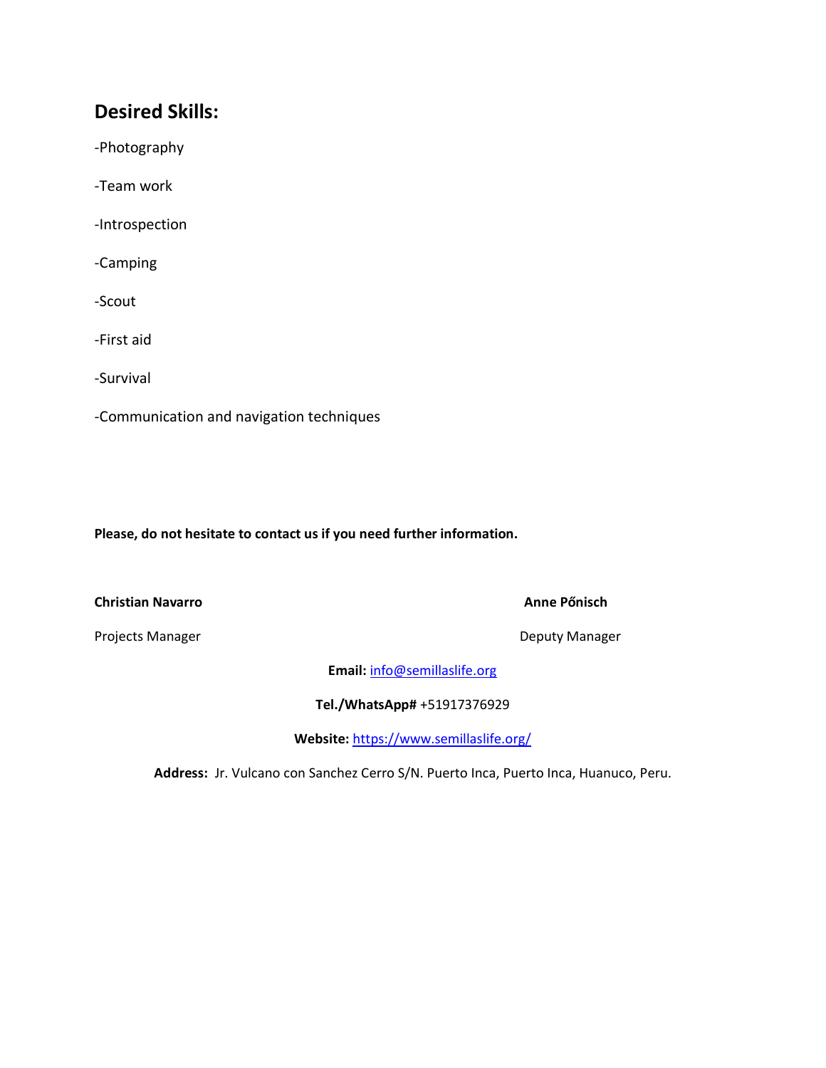## Desired Skills:

-Photography

-Team work

-Introspection

-Camping

-Scout

-First aid

-Survival

-Communication and navigation techniques

**Please, do not hesitate to contact us if you need further information.**

**Christian Navarro**

Projects Manager

**Anne Pőnisch**

Deputy Manager

**Email:** info@semillaslife.org

**Tel./WhatsApp#** +51917376929

**Website:** https://www.semillaslife.org/

**Address:** Jr. Vulcano con Sanchez Cerro S/N. Puerto Inca, Puerto Inca, Huanuco, Peru.